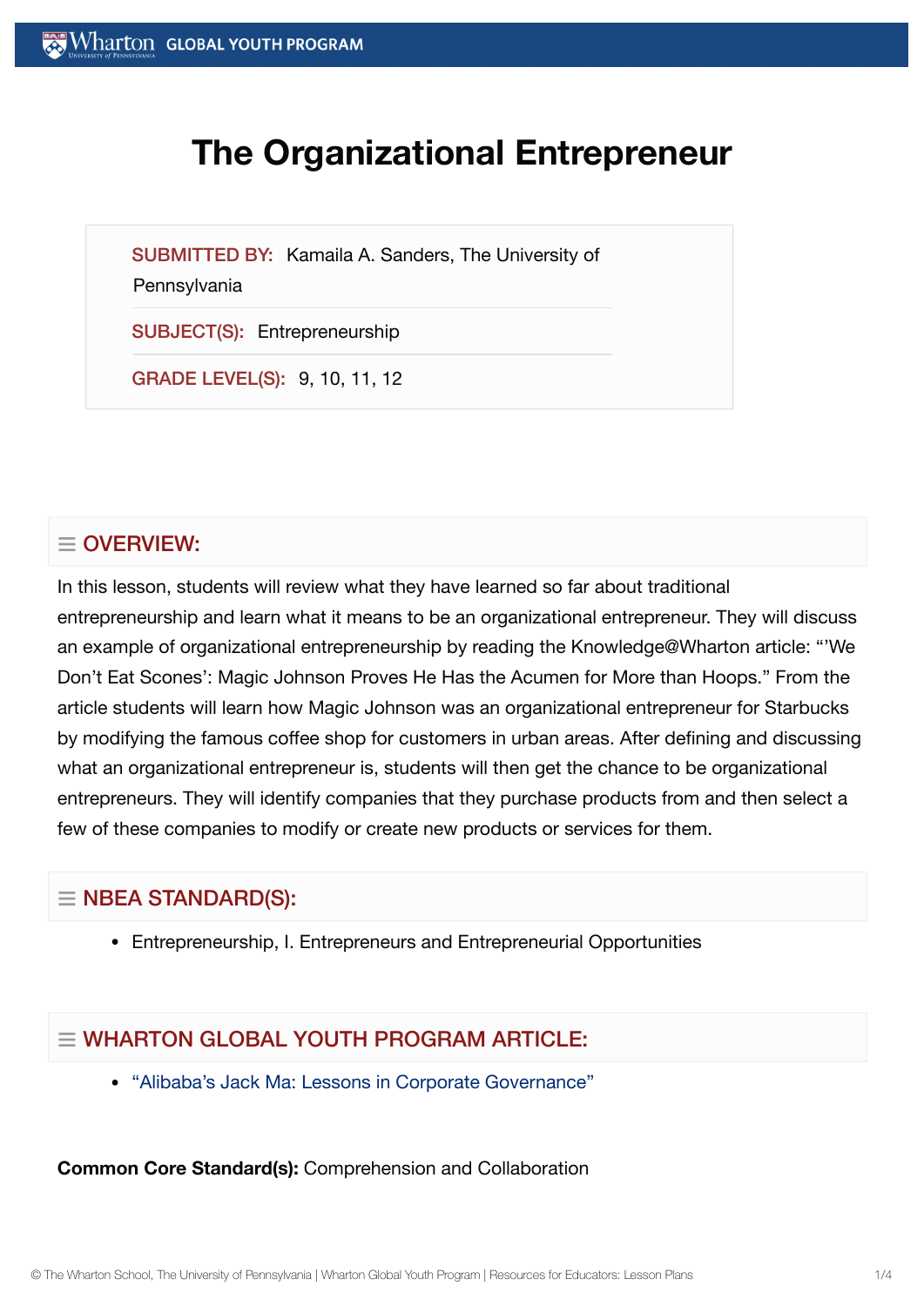# The Organizational Entrepreneur

**SUBMITTED BY:** Kamaila A. Sanders, The University of Pennsylvania

**SUBJECT(S):** Entrepreneurship

**GRADE LEVEL(S):** 9, 10, 11, 12

## OVERVIEW:

In this lesson, students will review what they have learned so far about traditional entrepreneurship and learn what it means to be an organizational entrepreneur. They will discuss an example of organizational entrepreneurship by reading the Knowledge@Wharton article: "'We Don't Eat Scones': Magic Johnson Proves He Has the Acumen for More than Hoops." From the article students will learn how Magic Johnson was an organizational entrepreneur for Starbucks by modifying the famous coffee shop for customers in urban areas. After defining and discussing what an organizational entrepreneur is, students will then get the chance to be organizational entrepreneurs. They will identify companies that they purchase products from and then select a few of these companies to modify or create new products or services for them.

## NBEA STANDARD(S):

- Entrepreneurship, I. Entrepreneurs and Entrepreneurial Opportunities

## WHARTON GLOBAL YOUTH PROGRAM ARTICLE:

- "Alibaba's Jack Ma: Lessons in Corporate Governance"

**Common Core Standard(s):** Comprehension and Collaboration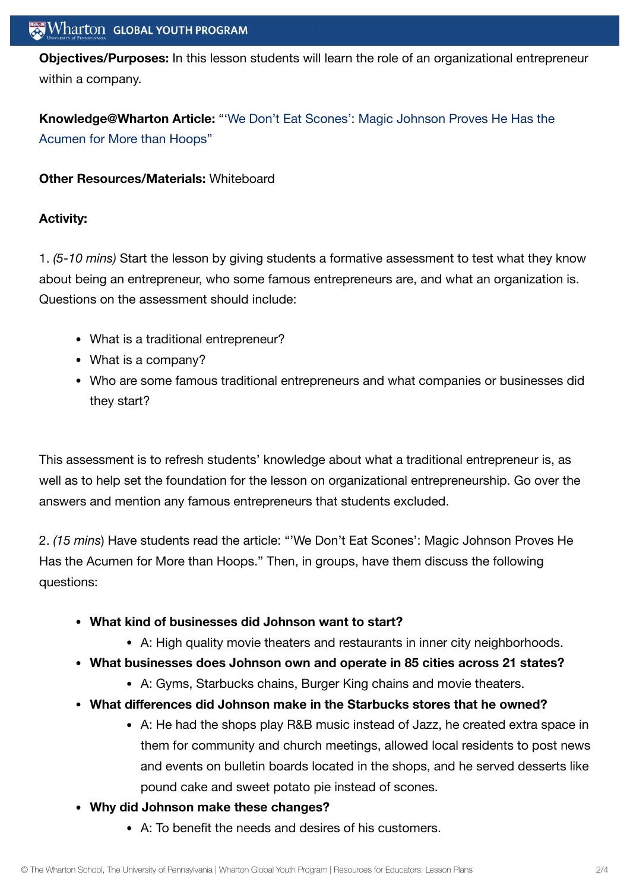**Objectives/Purposes:** In this lesson students will learn the role of an organizational entrepreneur within a company.

**Knowledge@Wharton Article:** "'We Don't Eat Scones': Magic Johnson Proves He Has the Acumen for More than Hoops"

**Other Resources/Materials:** Whiteboard

**Activity:**

1. *(5-10 mins)* Start the lesson by giving students a formative assessment to test what they know about being an entrepreneur, who some famous entrepreneurs are, and what an organization is. Questions on the assessment should include:

- What is a traditional entrepreneur?
- What is a company?
- Who are some famous traditional entrepreneurs and what companies or businesses did they start?

This assessment is to refresh students' knowledge about what a traditional entrepreneur is, as well as to help set the foundation for the lesson on organizational entrepreneurship. Go over the answers and mention any famous entrepreneurs that students excluded.

2. *(15 mins)* Have students read the article: "'We Don't Eat Scones': Magic Johnson Proves He Has the Acumen for More than Hoops." Then, in groups, have them discuss the following questions:

- **What kind of businesses did Johnson want to start?**
  - A: High quality movie theaters and restaurants in inner city neighborhoods.
- **What businesses does Johnson own and operate in 85 cities across 21 states?**
  - A: Gyms, Starbucks chains, Burger King chains and movie theaters.
- **What differences did Johnson make in the Starbucks stores that he owned?**
  - A: He had the shops play R&B music instead of Jazz, he created extra space in them for community and church meetings, allowed local residents to post news and events on bulletin boards located in the shops, and he served desserts like pound cake and sweet potato pie instead of scones.
- **Why did Johnson make these changes?**
  - A: To benefit the needs and desires of his customers.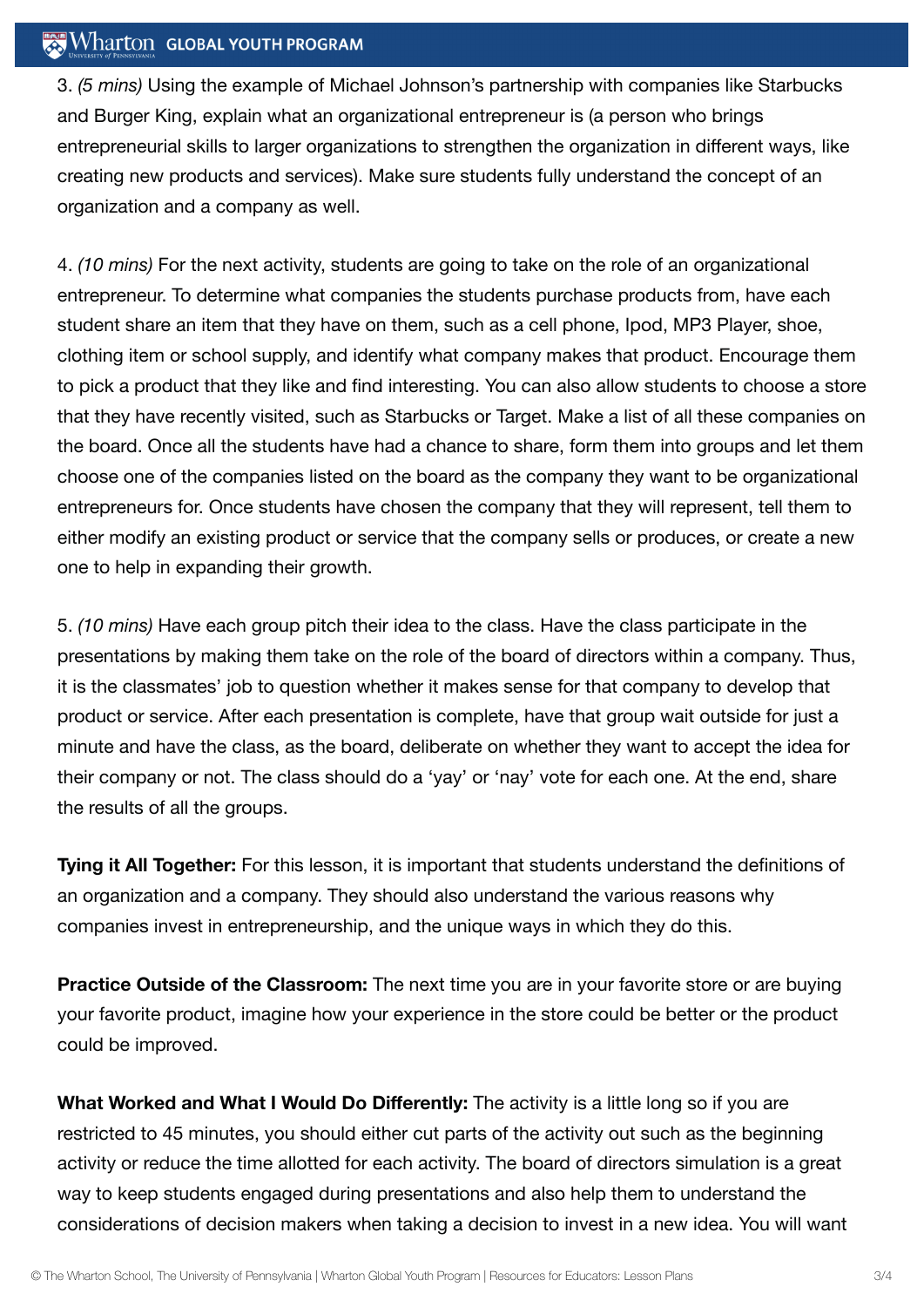3. *(5 mins)* Using the example of Michael Johnson's partnership with companies like Starbucks and Burger King, explain what an organizational entrepreneur is (a person who brings entrepreneurial skills to larger organizations to strengthen the organization in different ways, like creating new products and services). Make sure students fully understand the concept of an organization and a company as well.

4. *(10 mins)* For the next activity, students are going to take on the role of an organizational entrepreneur. To determine what companies the students purchase products from, have each student share an item that they have on them, such as a cell phone, Ipod, MP3 Player, shoe, clothing item or school supply, and identify what company makes that product. Encourage them to pick a product that they like and find interesting. You can also allow students to choose a store that they have recently visited, such as Starbucks or Target. Make a list of all these companies on the board. Once all the students have had a chance to share, form them into groups and let them choose one of the companies listed on the board as the company they want to be organizational entrepreneurs for. Once students have chosen the company that they will represent, tell them to either modify an existing product or service that the company sells or produces, or create a new one to help in expanding their growth.

5. *(10 mins)* Have each group pitch their idea to the class. Have the class participate in the presentations by making them take on the role of the board of directors within a company. Thus, it is the classmates' job to question whether it makes sense for that company to develop that product or service. After each presentation is complete, have that group wait outside for just a minute and have the class, as the board, deliberate on whether they want to accept the idea for their company or not. The class should do a 'yay' or 'nay' vote for each one. At the end, share the results of all the groups.

**Tying it All Together:** For this lesson, it is important that students understand the definitions of an organization and a company. They should also understand the various reasons why companies invest in entrepreneurship, and the unique ways in which they do this.

**Practice Outside of the Classroom:** The next time you are in your favorite store or are buying your favorite product, imagine how your experience in the store could be better or the product could be improved.

**What Worked and What I Would Do Differently:** The activity is a little long so if you are restricted to 45 minutes, you should either cut parts of the activity out such as the beginning activity or reduce the time allotted for each activity. The board of directors simulation is a great way to keep students engaged during presentations and also help them to understand the considerations of decision makers when taking a decision to invest in a new idea. You will want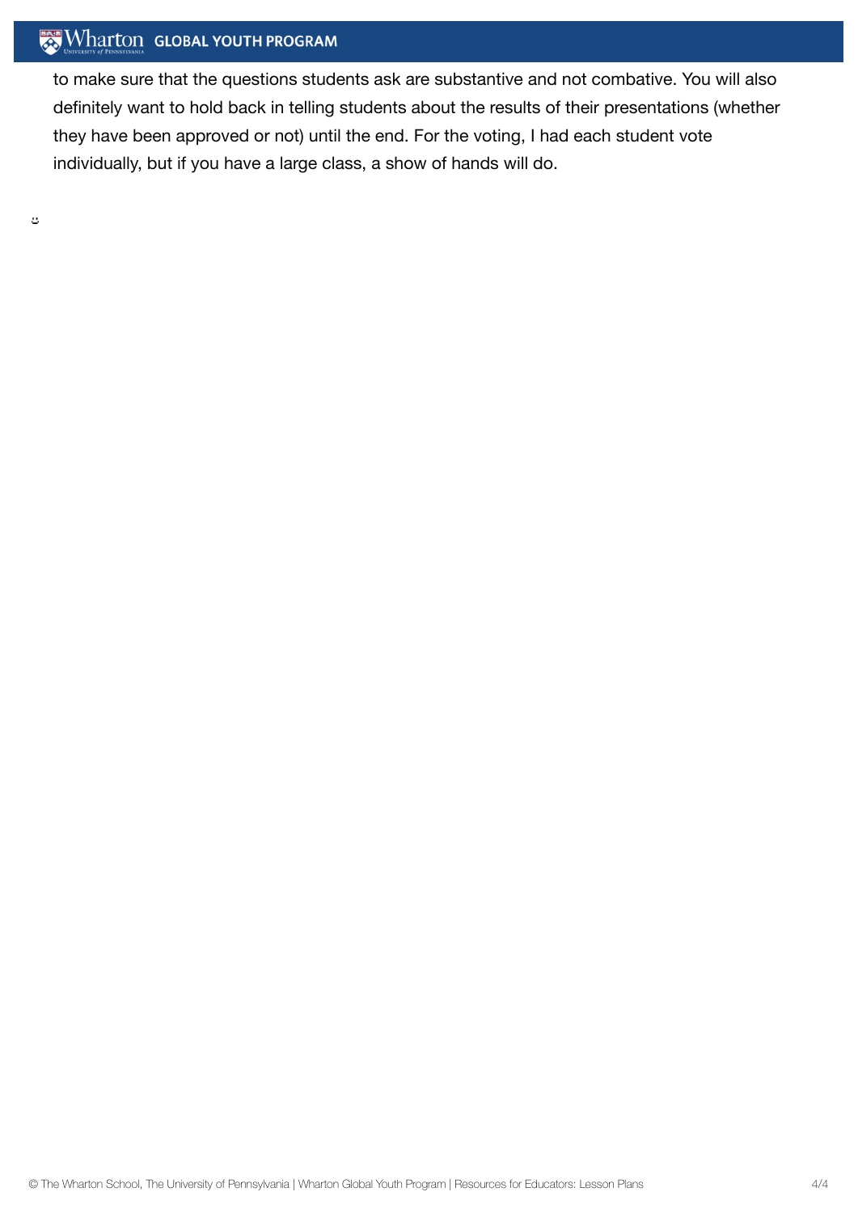to make sure that the questions students ask are substantive and not combative. You will also definitely want to hold back in telling students about the results of their presentations (whether they have been approved or not) until the end. For the voting, I had each student vote individually, but if you have a large class, a show of hands will do.